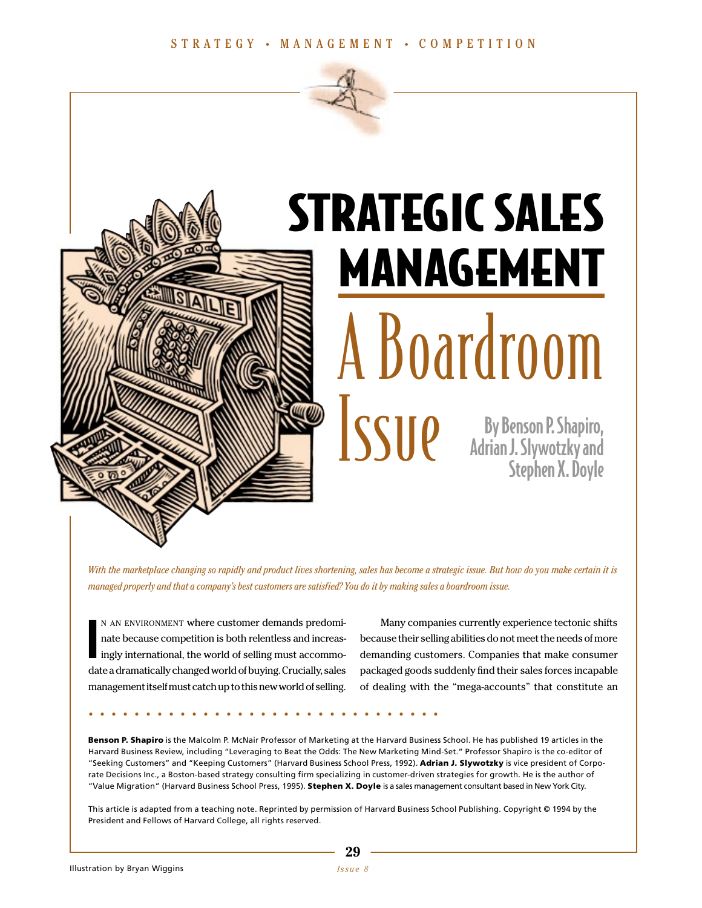STRATEGY • MANAGEMENT • COMPETITION

# STRATEGIC SALES MANAGEMENT

## A Boardroom Issue

By Benson P. Shapiro, Adrian J. Slywotzky and Stephen X. Doyle

*With the marketplace changing so rapidly and product lives shortening, sales has become a strategic issue. But how do you make certain it is managed properly and that a company's best customers are satisfied? You do it by making sales a boardroom issue.*

In an environment where customer demands predominate because competition is both relentless and increasingly international, the world of selling must accommodate a dramatically changed world of buying. Crucially, sales management itself must catch up to this new world of selling.

Many companies currently experience tectonic shifts because their selling abilities do not meet the needs of more demanding customers. Companies that make consumer packaged goods suddenly find their sales forces incapable of dealing with the "mega-accounts" that constitute an

**Benson P. Shapiro** is the Malcolm P. McNair Professor of Marketing at the Harvard Business School. He has published 19 articles in the Harvard Business Review, including "Leveraging to Beat the Odds: The New Marketing Mind-Set." Professor Shapiro is the co-editor of "Seeking Customers" and "Keeping Customers" (Harvard Business School Press, 1992). **Adrian J. Slywotzky** is vice president of Corporate Decisions Inc., a Boston-based strategy consulting firm specializing in customer-driven strategies for growth. He is the author of "Value Migration" (Harvard Business School Press, 1995). **Stephen X. Doyle** is a sales management consultant based in New York City.

This article is adapted from a teaching note. Reprinted by permission of Harvard Business School Publishing. Copyright © 1994 by the President and Fellows of Harvard College, all rights reserved.

Illustration by Bryan Wiggins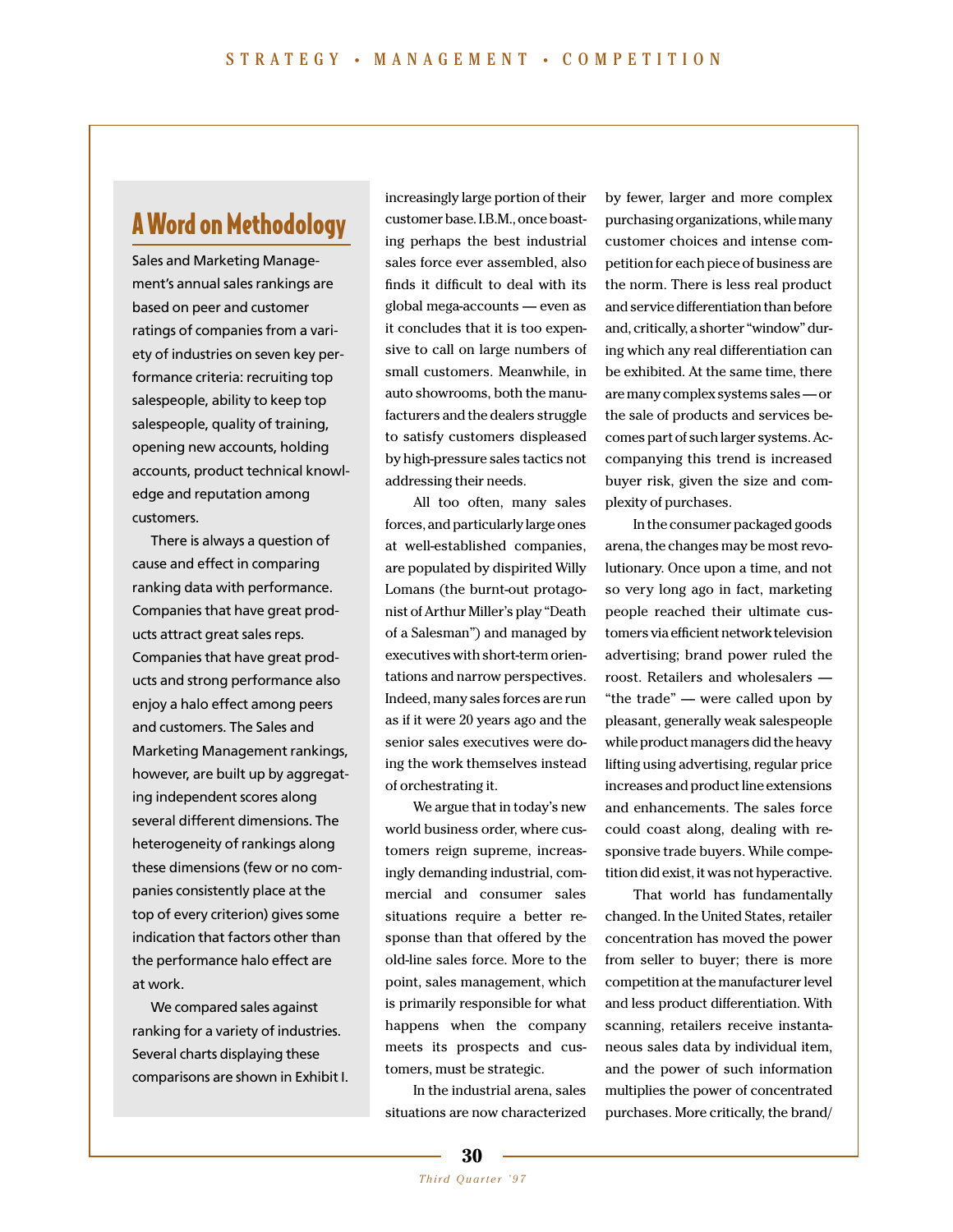## A Word on Methodology

Sales and Marketing Management's annual sales rankings are based on peer and customer ratings of companies from a variety of industries on seven key performance criteria: recruiting top salespeople, ability to keep top salespeople, quality of training, opening new accounts, holding accounts, product technical knowledge and reputation among customers.

There is always a question of cause and effect in comparing ranking data with performance. Companies that have great products attract great sales reps. Companies that have great products and strong performance also enjoy a halo effect among peers and customers. The Sales and Marketing Management rankings, however, are built up by aggregating independent scores along several different dimensions. The heterogeneity of rankings along these dimensions (few or no companies consistently place at the top of every criterion) gives some indication that factors other than the performance halo effect are at work.

We compared sales against ranking for a variety of industries. Several charts displaying these comparisons are shown in Exhibit I.

---

increasingly large portion of their customer base. I.B.M., once boasting perhaps the best industrial sales force ever assembled, also finds it difficult to deal with its global mega-accounts — even as it concludes that it is too expensive to call on large numbers of small customers. Meanwhile, in auto showrooms, both the manufacturers and the dealers struggle to satisfy customers displeased by high-pressure sales tactics not addressing their needs.

All too often, many sales forces, and particularly large ones at well-established companies, are populated by dispirited Willy Lomans (the burnt-out protagonist of Arthur Miller's play "Death of a Salesman") and managed by executives with short-term orientations and narrow perspectives. Indeed, many sales forces are run as if it were 20 years ago and the senior sales executives were doing the work themselves instead of orchestrating it.

We argue that in today's new world business order, where customers reign supreme, increasingly demanding industrial, commercial and consumer sales situations require a better response than that offered by the old-line sales force. More to the point, sales management, which is primarily responsible for what happens when the company meets its prospects and customers, must be strategic.

In the industrial arena, sales situations are now characterized by fewer, larger and more complex purchasing organizations, while many customer choices and intense competition for each piece of business are the norm. There is less real product and service differentiation than before and, critically, a shorter "window" during which any real differentiation can be exhibited. At the same time, there are many complex systems sales — or the sale of products and services becomes part of such larger systems. Accompanying this trend is increased buyer risk, given the size and complexity of purchases.

In the consumer packaged goods arena, the changes may be most revolutionary. Once upon a time, and not so very long ago in fact, marketing people reached their ultimate customers via efficient network television advertising; brand power ruled the roost. Retailers and wholesalers — "the trade" — were called upon by pleasant, generally weak salespeople while product managers did the heavy lifting using advertising, regular price increases and product line extensions and enhancements. The sales force could coast along, dealing with responsive trade buyers. While competition did exist, it was not hyperactive.

That world has fundamentally changed. In the United States, retailer concentration has moved the power from seller to buyer; there is more competition at the manufacturer level and less product differentiation. With scanning, retailers receive instantaneous sales data by individual item, and the power of such information multiplies the power of concentrated purchases. More critically, the brand/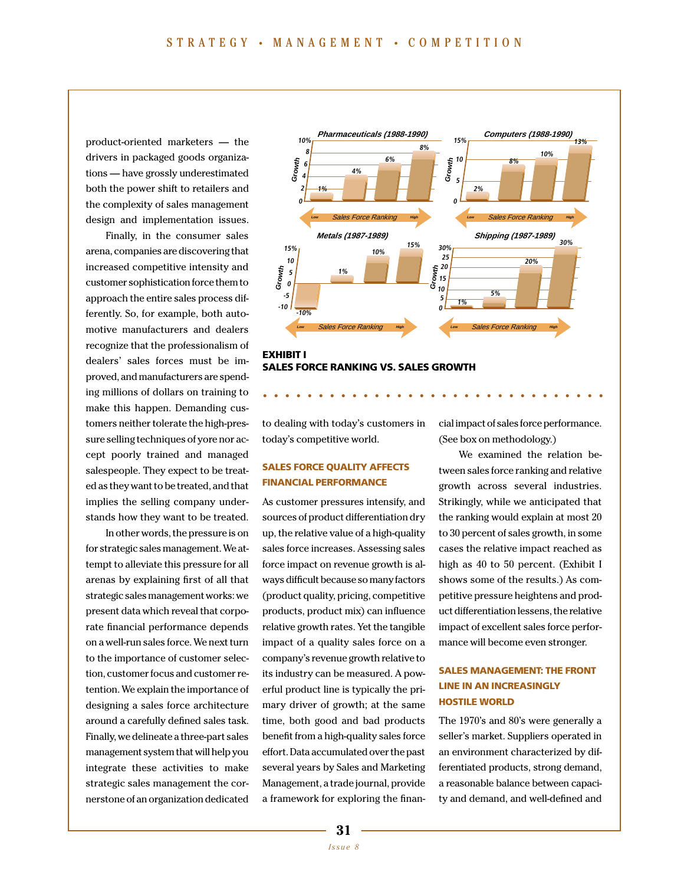product-oriented marketers — the drivers in packaged goods organizations — have grossly underestimated both the power shift to retailers and the complexity of sales management design and implementation issues.

Finally, in the consumer sales arena, companies are discovering that increased competitive intensity and customer sophistication force them to approach the entire sales process differently. So, for example, both automotive manufacturers and dealers recognize that the professionalism of dealers' sales forces must be improved, and manufacturers are spending millions of dollars on training to make this happen. Demanding customers neither tolerate the high-pressure selling techniques of yore nor accept poorly trained and managed salespeople. They expect to be treated as they want to be treated, and that implies the selling company understands how they want to be treated.

In other words, the pressure is on for strategic sales management. We attempt to alleviate this pressure for all arenas by explaining first of all that strategic sales management works: we present data which reveal that corporate financial performance depends on a well-run sales force. We next turn to the importance of customer selection, customer focus and customer retention. We explain the importance of designing a sales force architecture around a carefully defined sales task. Finally, we delineate a three-part sales management system that will help you integrate these activities to make strategic sales management the cornerstone of an organization dedicated to dealing with today's customers in today's competitive world.

| Sales Force Ranking (Low → High) | Pharmaceuticals (1988-1990) | Computers (1988-1990) | Metals (1987-1989) | Shipping (1987-1989) |
|---|---|---|---|---|
| 1 (Low) | 1% | 2% | -10% | 1% |
| 2 | 4% | 8% | 1% | 5% |
| 3 | 6% | 10% | 10% | 20% |
| 4 (High) | 8% | 13% | 15% | 30% |

**EXHIBIT I**
**SALES FORCE RANKING VS. SALES GROWTH**

## SALES FORCE QUALITY AFFECTS FINANCIAL PERFORMANCE

As customer pressures intensify, and sources of product differentiation dry up, the relative value of a high-quality sales force increases. Assessing sales force impact on revenue growth is always difficult because so many factors (product quality, pricing, competitive products, product mix) can influence relative growth rates. Yet the tangible impact of a quality sales force on a company's revenue growth relative to its industry can be measured. A powerful product line is typically the primary driver of growth; at the same time, both good and bad products benefit from a high-quality sales force effort. Data accumulated over the past several years by Sales and Marketing Management, a trade journal, provide a framework for exploring the financial impact of sales force performance. (See box on methodology.)

We examined the relation between sales force ranking and relative growth across several industries. Strikingly, while we anticipated that the ranking would explain at most 20 to 30 percent of sales growth, in some cases the relative impact reached as high as 40 to 50 percent. (Exhibit I shows some of the results.) As competitive pressure heightens and product differentiation lessens, the relative impact of excellent sales force performance will become even stronger.

## SALES MANAGEMENT: THE FRONT LINE IN AN INCREASINGLY HOSTILE WORLD

The 1970's and 80's were generally a seller's market. Suppliers operated in an environment characterized by differentiated products, strong demand, a reasonable balance between capacity and demand, and well-defined and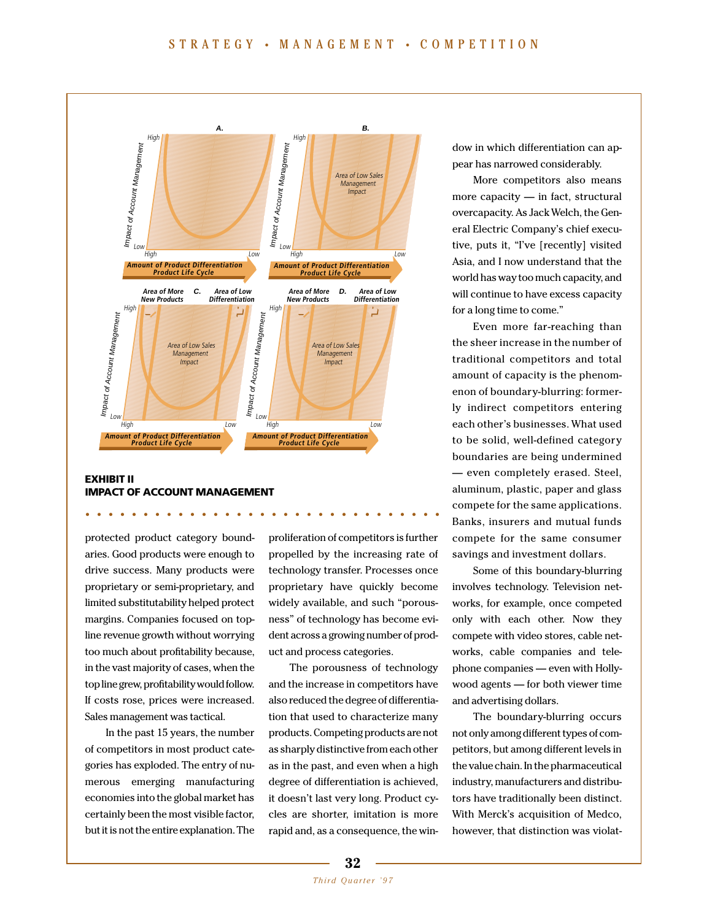**EXHIBIT II**
**IMPACT OF ACCOUNT MANAGEMENT**

protected product category boundaries. Good products were enough to drive success. Many products were proprietary or semi-proprietary, and limited substitutability helped protect margins. Companies focused on top-line revenue growth without worrying too much about profitability because, in the vast majority of cases, when the top line grew, profitability would follow. If costs rose, prices were increased. Sales management was tactical.

In the past 15 years, the number of competitors in most product categories has exploded. The entry of numerous emerging manufacturing economies into the global market has certainly been the most visible factor, but it is not the entire explanation. The proliferation of competitors is further propelled by the increasing rate of technology transfer. Processes once proprietary have quickly become widely available, and such "porousness" of technology has become evident across a growing number of product and process categories.

The porousness of technology and the increase in competitors have also reduced the degree of differentiation that used to characterize many products. Competing products are not as sharply distinctive from each other as in the past, and even when a high degree of differentiation is achieved, it doesn't last very long. Product cycles are shorter, imitation is more rapid and, as a consequence, the window in which differentiation can appear has narrowed considerably.

More competitors also means more capacity — in fact, structural overcapacity. As Jack Welch, the General Electric Company's chief executive, puts it, "I've [recently] visited Asia, and I now understand that the world has way too much capacity, and will continue to have excess capacity for a long time to come."

Even more far-reaching than the sheer increase in the number of traditional competitors and total amount of capacity is the phenomenon of boundary-blurring: formerly indirect competitors entering each other's businesses. What used to be solid, well-defined category boundaries are being undermined — even completely erased. Steel, aluminum, plastic, paper and glass compete for the same applications. Banks, insurers and mutual funds compete for the same consumer savings and investment dollars.

Some of this boundary-blurring involves technology. Television networks, for example, once competed only with each other. Now they compete with video stores, cable networks, cable companies and telephone companies — even with Hollywood agents — for both viewer time and advertising dollars.

The boundary-blurring occurs not only among different types of competitors, but among different levels in the value chain. In the pharmaceutical industry, manufacturers and distributors have traditionally been distinct. With Merck's acquisition of Medco, however, that distinction was violat-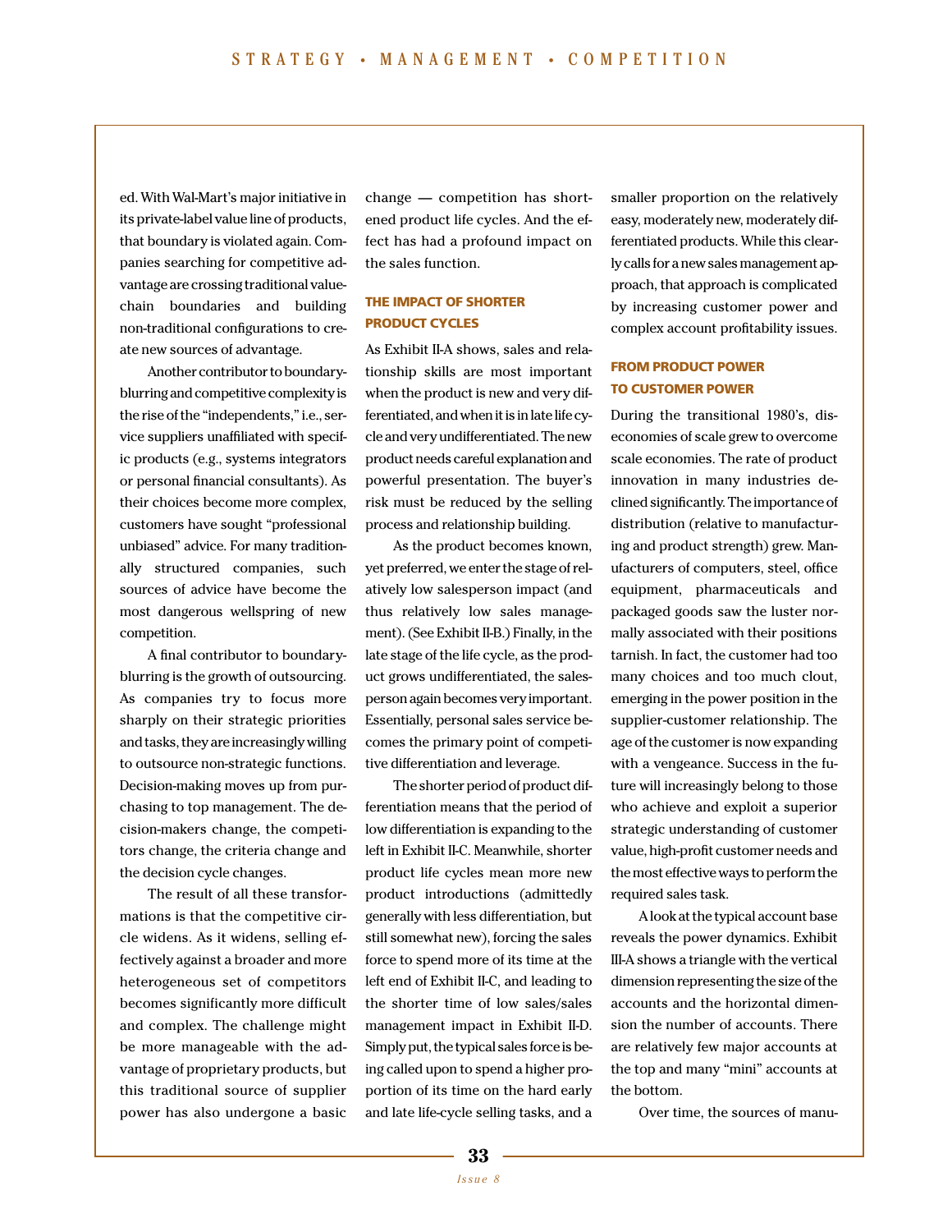ed. With Wal-Mart's major initiative in its private-label value line of products, that boundary is violated again. Companies searching for competitive advantage are crossing traditional value-chain boundaries and building non-traditional configurations to create new sources of advantage.

Another contributor to boundary-blurring and competitive complexity is the rise of the "independents," i.e., service suppliers unaffiliated with specific products (e.g., systems integrators or personal financial consultants). As their choices become more complex, customers have sought "professional unbiased" advice. For many traditionally structured companies, such sources of advice have become the most dangerous wellspring of new competition.

A final contributor to boundary-blurring is the growth of outsourcing. As companies try to focus more sharply on their strategic priorities and tasks, they are increasingly willing to outsource non-strategic functions. Decision-making moves up from purchasing to top management. The decision-makers change, the competitors change, the criteria change and the decision cycle changes.

The result of all these transformations is that the competitive circle widens. As it widens, selling effectively against a broader and more heterogeneous set of competitors becomes significantly more difficult and complex. The challenge might be more manageable with the advantage of proprietary products, but this traditional source of supplier power has also undergone a basic change — competition has shortened product life cycles. And the effect has had a profound impact on the sales function.

### THE IMPACT OF SHORTER PRODUCT CYCLES

As Exhibit II-A shows, sales and relationship skills are most important when the product is new and very differentiated, and when it is in late life cycle and very undifferentiated. The new product needs careful explanation and powerful presentation. The buyer's risk must be reduced by the selling process and relationship building.

As the product becomes known, yet preferred, we enter the stage of relatively low salesperson impact (and thus relatively low sales management). (See Exhibit II-B.) Finally, in the late stage of the life cycle, as the product grows undifferentiated, the salesperson again becomes very important. Essentially, personal sales service becomes the primary point of competitive differentiation and leverage.

The shorter period of product differentiation means that the period of low differentiation is expanding to the left in Exhibit II-C. Meanwhile, shorter product life cycles mean more new product introductions (admittedly generally with less differentiation, but still somewhat new), forcing the sales force to spend more of its time at the left end of Exhibit II-C, and leading to the shorter time of low sales/sales management impact in Exhibit II-D. Simply put, the typical sales force is being called upon to spend a higher proportion of its time on the hard early and late life-cycle selling tasks, and a smaller proportion on the relatively easy, moderately new, moderately differentiated products. While this clearly calls for a new sales management approach, that approach is complicated by increasing customer power and complex account profitability issues.

### FROM PRODUCT POWER TO CUSTOMER POWER

During the transitional 1980's, diseconomies of scale grew to overcome scale economies. The rate of product innovation in many industries declined significantly. The importance of distribution (relative to manufacturing and product strength) grew. Manufacturers of computers, steel, office equipment, pharmaceuticals and packaged goods saw the luster normally associated with their positions tarnish. In fact, the customer had too many choices and too much clout, emerging in the power position in the supplier-customer relationship. The age of the customer is now expanding with a vengeance. Success in the future will increasingly belong to those who achieve and exploit a superior strategic understanding of customer value, high-profit customer needs and the most effective ways to perform the required sales task.

A look at the typical account base reveals the power dynamics. Exhibit III-A shows a triangle with the vertical dimension representing the size of the accounts and the horizontal dimension the number of accounts. There are relatively few major accounts at the top and many "mini" accounts at the bottom.

Over time, the sources of manu-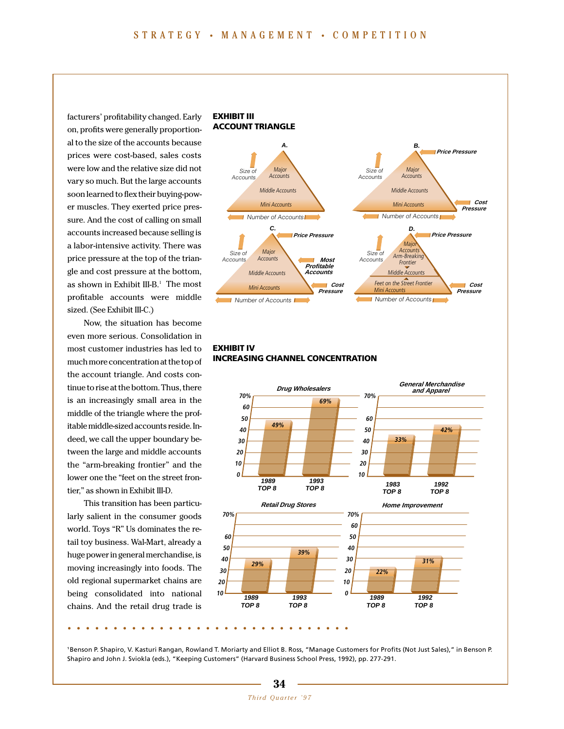facturers' profitability changed. Early on, profits were generally proportional to the size of the accounts because prices were cost-based, sales costs were low and the relative size did not vary so much. But the large accounts soon learned to flex their buying-power muscles. They exerted price pressure. And the cost of calling on small accounts increased because selling is a labor-intensive activity. There was price pressure at the top of the triangle and cost pressure at the bottom, as shown in Exhibit III-B.[1] The most profitable accounts were middle sized. (See Exhibit III-C.)

Now, the situation has become even more serious. Consolidation in most customer industries has led to much more concentration at the top of the account triangle. And costs continue to rise at the bottom. Thus, there is an increasingly small area in the middle of the triangle where the profitable middle-sized accounts reside. Indeed, we call the upper boundary between the large and middle accounts the "arm-breaking frontier" and the lower one the "feet on the street frontier," as shown in Exhibit III-D.

This transition has been particularly salient in the consumer goods world. Toys "R" Us dominates the retail toy business. Wal-Mart, already a huge power in general merchandise, is moving increasingly into foods. The old regional supermarket chains are being consolidated into national chains. And the retail drug trade is

**EXHIBIT III**
**ACCOUNT TRIANGLE**

A. Size of Accounts — Major Accounts / Middle Accounts / Mini Accounts — Number of Accounts

B. Size of Accounts — Major Accounts / Middle Accounts / Mini Accounts — Number of Accounts — *Price Pressure* (top) — *Cost Pressure* (bottom)

C. Size of Accounts — Major Accounts / Middle Accounts / Mini Accounts — Number of Accounts — *Price Pressure* — *Most Profitable Accounts* — *Cost Pressure*

D. Size of Accounts — Major Accounts / Arm-Breaking Frontier / Middle Accounts / Feet on the Street Frontier / Mini Accounts — Number of Accounts — *Price Pressure* — *Cost Pressure*

**EXHIBIT IV**
**INCREASING CHANNEL CONCENTRATION**

| Channel | Earlier Top 8 | Later Top 8 |
|---|---|---|
| Drug Wholesalers | 1989: 49% | 1993: 69% |
| General Merchandise and Apparel | 1983: 33% | 1992: 42% |
| Retail Drug Stores | 1989: 29% | 1993: 39% |
| Home Improvement | 1989: 22% | 1992: 31% |

[1] Benson P. Shapiro, V. Kasturi Rangan, Rowland T. Moriarty and Elliot B. Ross, "Manage Customers for Profits (Not Just Sales)," in Benson P. Shapiro and John J. Sviokla (eds.), "Keeping Customers" (Harvard Business School Press, 1992), pp. 277-291.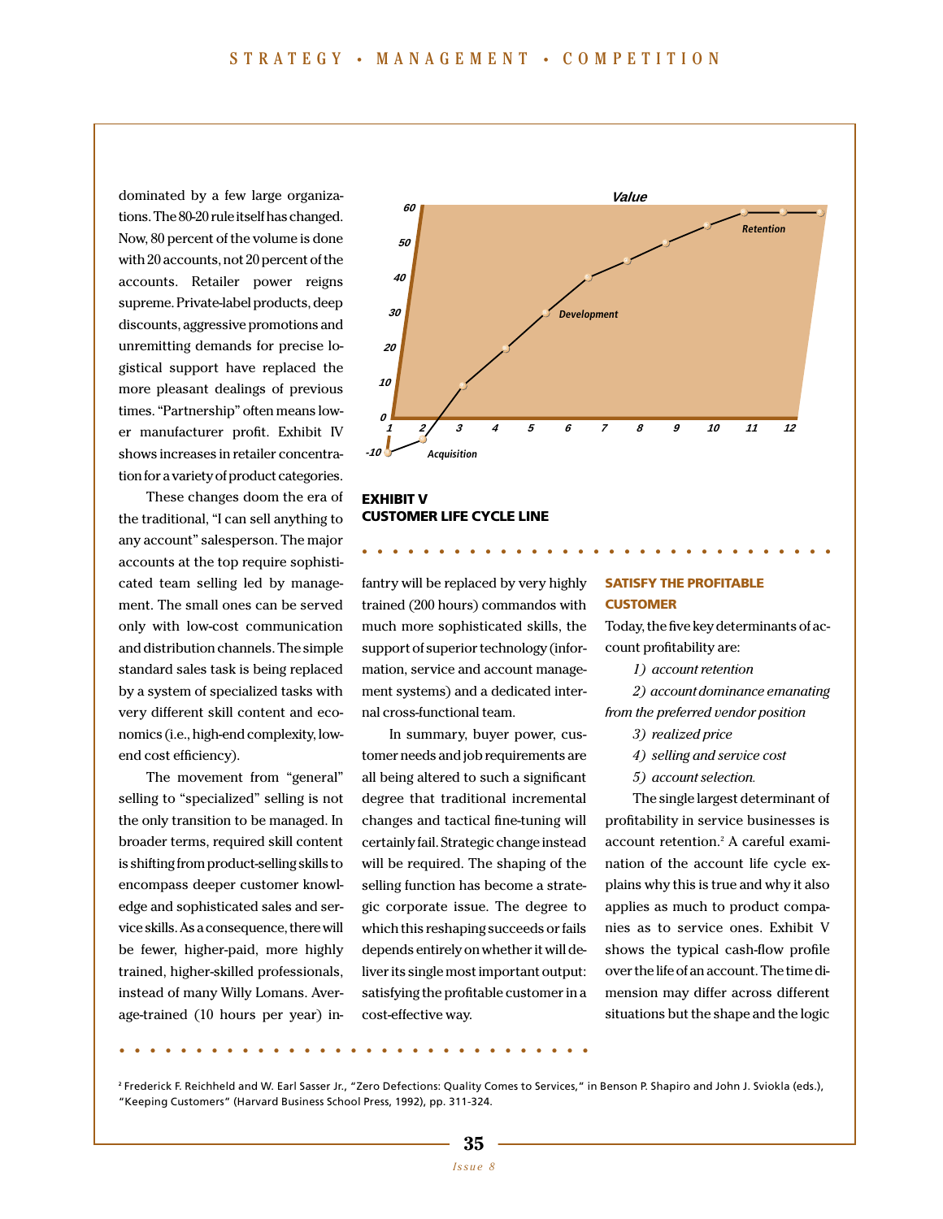dominated by a few large organizations. The 80-20 rule itself has changed. Now, 80 percent of the volume is done with 20 accounts, not 20 percent of the accounts. Retailer power reigns supreme. Private-label products, deep discounts, aggressive promotions and unremitting demands for precise logistical support have replaced the more pleasant dealings of previous times. "Partnership" often means lower manufacturer profit. Exhibit IV shows increases in retailer concentration for a variety of product categories.

These changes doom the era of the traditional, "I can sell anything to any account" salesperson. The major accounts at the top require sophisticated team selling led by management. The small ones can be served only with low-cost communication and distribution channels. The simple standard sales task is being replaced by a system of specialized tasks with very different skill content and economics (i.e., high-end complexity, low-end cost efficiency).

The movement from "general" selling to "specialized" selling is not the only transition to be managed. In broader terms, required skill content is shifting from product-selling skills to encompass deeper customer knowledge and sophisticated sales and service skills. As a consequence, there will be fewer, higher-paid, more highly trained, higher-skilled professionals, instead of many Willy Lomans. Average-trained (10 hours per year) infantry will be replaced by very highly trained (200 hours) commandos with much more sophisticated skills, the support of superior technology (information, service and account management systems) and a dedicated internal cross-functional team.

In summary, buyer power, customer needs and job requirements are all being altered to such a significant degree that traditional incremental changes and tactical fine-tuning will certainly fail. Strategic change instead will be required. The shaping of the selling function has become a strategic corporate issue. The degree to which this reshaping succeeds or fails depends entirely on whether it will deliver its single most important output: satisfying the profitable customer in a cost-effective way.

**EXHIBIT V**
**CUSTOMER LIFE CYCLE LINE**

## SATISFY THE PROFITABLE CUSTOMER

Today, the five key determinants of account profitability are:

1) *account retention*
2) *account dominance emanating from the preferred vendor position*
3) *realized price*
4) *selling and service cost*
5) *account selection.*

The single largest determinant of profitability in service businesses is account retention.[2] A careful examination of the account life cycle explains why this is true and why it also applies as much to product companies as to service ones. Exhibit V shows the typical cash-flow profile over the life of an account. The time dimension may differ across different situations but the shape and the logic

[2] Frederick F. Reichheld and W. Earl Sasser Jr., "Zero Defections: Quality Comes to Services," in Benson P. Shapiro and John J. Sviokla (eds.), "Keeping Customers" (Harvard Business School Press, 1992), pp. 311-324.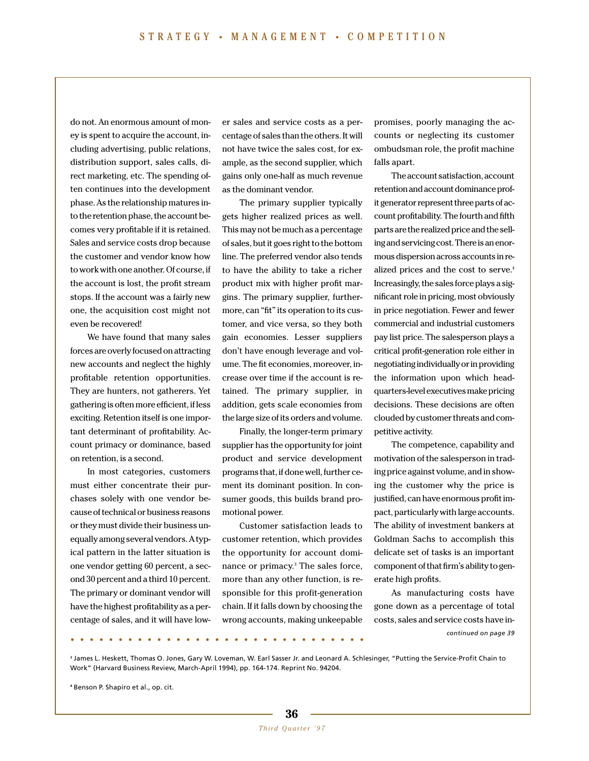do not. An enormous amount of money is spent to acquire the account, including advertising, public relations, distribution support, sales calls, direct marketing, etc. The spending often continues into the development phase. As the relationship matures into the retention phase, the account becomes very profitable if it is retained. Sales and service costs drop because the customer and vendor know how to work with one another. Of course, if the account is lost, the profit stream stops. If the account was a fairly new one, the acquisition cost might not even be recovered!

We have found that many sales forces are overly focused on attracting new accounts and neglect the highly profitable retention opportunities. They are hunters, not gatherers. Yet gathering is often more efficient, if less exciting. Retention itself is one important determinant of profitability. Account primacy or dominance, based on retention, is a second.

In most categories, customers must either concentrate their purchases solely with one vendor because of technical or business reasons or they must divide their business unequally among several vendors. A typical pattern in the latter situation is one vendor getting 60 percent, a second 30 percent and a third 10 percent. The primary or dominant vendor will have the highest profitability as a percentage of sales, and it will have lower sales and service costs as a percentage of sales than the others. It will not have twice the sales cost, for example, as the second supplier, which gains only one-half as much revenue as the dominant vendor.

The primary supplier typically gets higher realized prices as well. This may not be much as a percentage of sales, but it goes right to the bottom line. The preferred vendor also tends to have the ability to take a richer product mix with higher profit margins. The primary supplier, furthermore, can "fit" its operation to its customer, and vice versa, so they both gain economies. Lesser suppliers don't have enough leverage and volume. The fit economies, moreover, increase over time if the account is retained. The primary supplier, in addition, gets scale economies from the large size of its orders and volume.

Finally, the longer-term primary supplier has the opportunity for joint product and service development programs that, if done well, further cement its dominant position. In consumer goods, this builds brand promotional power.

Customer satisfaction leads to customer retention, which provides the opportunity for account dominance or primacy.[3] The sales force, more than any other function, is responsible for this profit-generation chain. If it falls down by choosing the wrong accounts, making unkeepable promises, poorly managing the accounts or neglecting its customer ombudsman role, the profit machine falls apart.

The account satisfaction, account retention and account dominance profit generator represent three parts of account profitability. The fourth and fifth parts are the realized price and the selling and servicing cost. There is an enormous dispersion across accounts in realized prices and the cost to serve.[4] Increasingly, the sales force plays a significant role in pricing, most obviously in price negotiation. Fewer and fewer commercial and industrial customers pay list price. The salesperson plays a critical profit-generation role either in negotiating individually or in providing the information upon which headquarters-level executives make pricing decisions. These decisions are often clouded by customer threats and competitive activity.

The competence, capability and motivation of the salesperson in trading price against volume, and in showing the customer why the price is justified, can have enormous profit impact, particularly with large accounts. The ability of investment bankers at Goldman Sachs to accomplish this delicate set of tasks is an important component of that firm's ability to generate high profits.

As manufacturing costs have gone down as a percentage of total costs, sales and service costs have in-

*continued on page 39*

[3] James L. Heskett, Thomas O. Jones, Gary W. Loveman, W. Earl Sasser Jr. and Leonard A. Schlesinger, "Putting the Service-Profit Chain to Work" (Harvard Business Review, March-April 1994), pp. 164-174. Reprint No. 94204.

[4] Benson P. Shapiro et al., op. cit.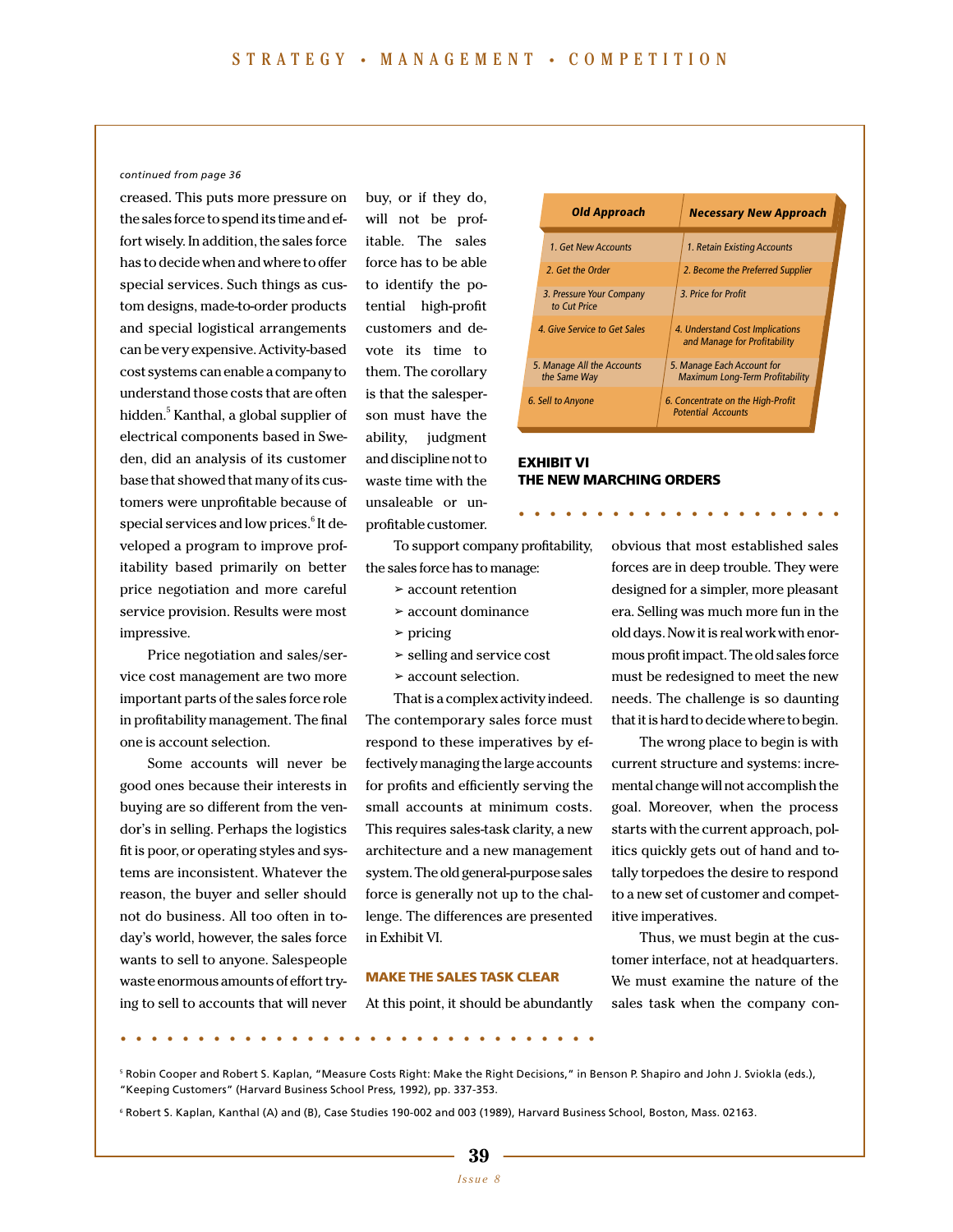*continued from page 36*

creased. This puts more pressure on the sales force to spend its time and effort wisely. In addition, the sales force has to decide when and where to offer special services. Such things as custom designs, made-to-order products and special logistical arrangements can be very expensive. Activity-based cost systems can enable a company to understand those costs that are often hidden.[5] Kanthal, a global supplier of electrical components based in Sweden, did an analysis of its customer base that showed that many of its customers were unprofitable because of special services and low prices.[6] It developed a program to improve profitability based primarily on better price negotiation and more careful service provision. Results were most impressive.

Price negotiation and sales/service cost management are two more important parts of the sales force role in profitability management. The final one is account selection.

Some accounts will never be good ones because their interests in buying are so different from the vendor's in selling. Perhaps the logistics fit is poor, or operating styles and systems are inconsistent. Whatever the reason, the buyer and seller should not do business. All too often in today's world, however, the sales force wants to sell to anyone. Salespeople waste enormous amounts of effort trying to sell to accounts that will never buy, or if they do, will not be profitable. The sales force has to be able to identify the potential high-profit customers and devote its time to them. The corollary is that the salesperson must have the ability, judgment and discipline not to waste time with the unsaleable or unprofitable customer.

To support company profitability, the sales force has to manage:

- account retention
- account dominance
- pricing
- selling and service cost
- account selection.

That is a complex activity indeed. The contemporary sales force must respond to these imperatives by effectively managing the large accounts for profits and efficiently serving the small accounts at minimum costs. This requires sales-task clarity, a new architecture and a new management system. The old general-purpose sales force is generally not up to the challenge. The differences are presented in Exhibit VI.

| Old Approach | Necessary New Approach |
|---|---|
| 1. Get New Accounts | 1. Retain Existing Accounts |
| 2. Get the Order | 2. Become the Preferred Supplier |
| 3. Pressure Your Company to Cut Price | 3. Price for Profit |
| 4. Give Service to Get Sales | 4. Understand Cost Implications and Manage for Profitability |
| 5. Manage All the Accounts the Same Way | 5. Manage Each Account for Maximum Long-Term Profitability |
| 6. Sell to Anyone | 6. Concentrate on the High-Profit Potential Accounts |

**EXHIBIT VI**
**THE NEW MARCHING ORDERS**

## MAKE THE SALES TASK CLEAR

At this point, it should be abundantly obvious that most established sales forces are in deep trouble. They were designed for a simpler, more pleasant era. Selling was much more fun in the old days. Now it is real work with enormous profit impact. The old sales force must be redesigned to meet the new needs. The challenge is so daunting that it is hard to decide where to begin.

The wrong place to begin is with current structure and systems: incremental change will not accomplish the goal. Moreover, when the process starts with the current approach, politics quickly gets out of hand and totally torpedoes the desire to respond to a new set of customer and competitive imperatives.

Thus, we must begin at the customer interface, not at headquarters. We must examine the nature of the sales task when the company con-

[5] Robin Cooper and Robert S. Kaplan, "Measure Costs Right: Make the Right Decisions," in Benson P. Shapiro and John J. Sviokla (eds.), "Keeping Customers" (Harvard Business School Press, 1992), pp. 337-353.

[6] Robert S. Kaplan, Kanthal (A) and (B), Case Studies 190-002 and 003 (1989), Harvard Business School, Boston, Mass. 02163.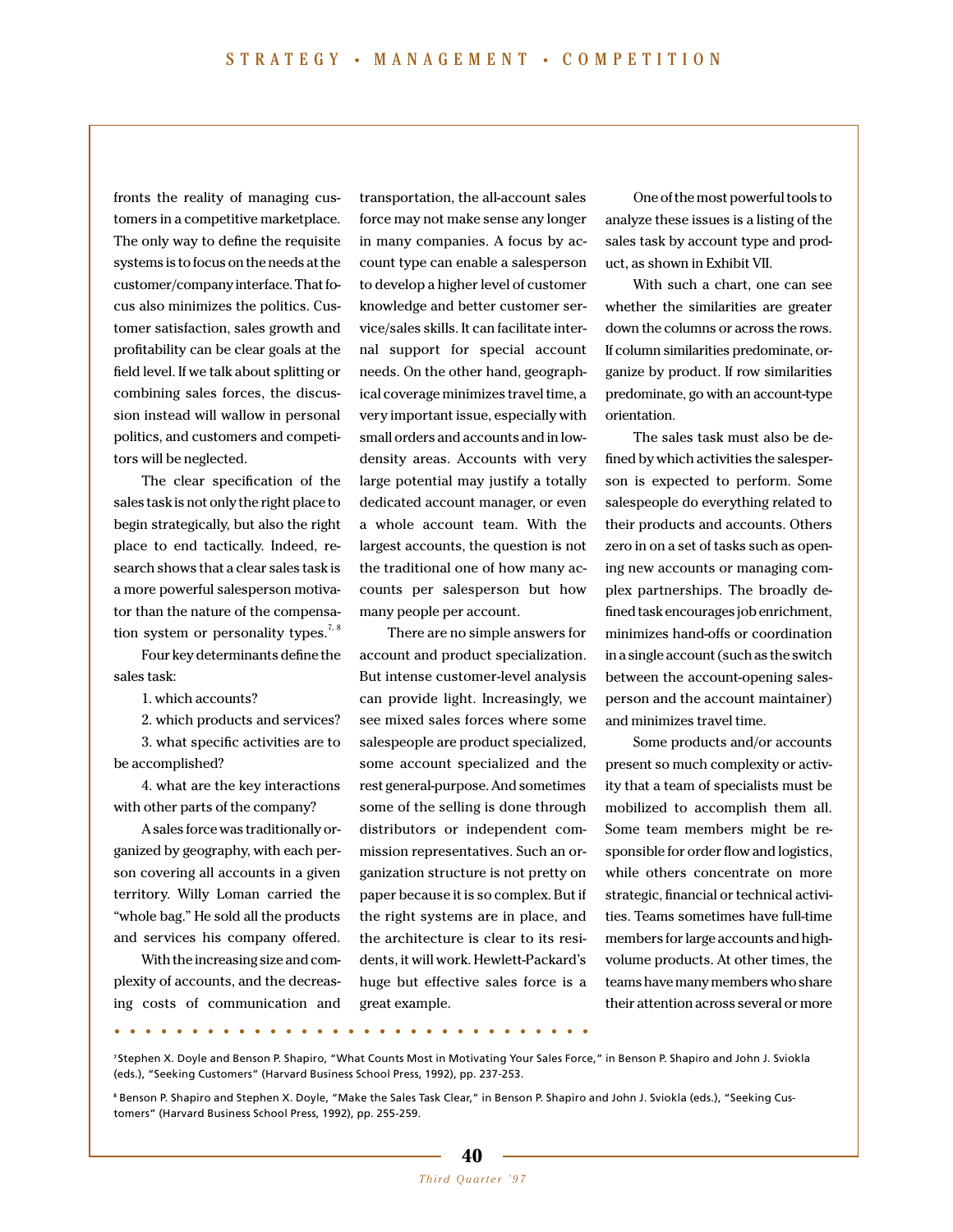fronts the reality of managing customers in a competitive marketplace. The only way to define the requisite systems is to focus on the needs at the customer/company interface. That focus also minimizes the politics. Customer satisfaction, sales growth and profitability can be clear goals at the field level. If we talk about splitting or combining sales forces, the discussion instead will wallow in personal politics, and customers and competitors will be neglected.

The clear specification of the sales task is not only the right place to begin strategically, but also the right place to end tactically. Indeed, research shows that a clear sales task is a more powerful salesperson motivator than the nature of the compensation system or personality types.[7, 8]

Four key determinants define the sales task:

1. which accounts?

2. which products and services?

3. what specific activities are to be accomplished?

4. what are the key interactions with other parts of the company?

A sales force was traditionally organized by geography, with each person covering all accounts in a given territory. Willy Loman carried the "whole bag." He sold all the products and services his company offered.

With the increasing size and complexity of accounts, and the decreasing costs of communication and transportation, the all-account sales force may not make sense any longer in many companies. A focus by account type can enable a salesperson to develop a higher level of customer knowledge and better customer service/sales skills. It can facilitate internal support for special account needs. On the other hand, geographical coverage minimizes travel time, a very important issue, especially with small orders and accounts and in low-density areas. Accounts with very large potential may justify a totally dedicated account manager, or even a whole account team. With the largest accounts, the question is not the traditional one of how many accounts per salesperson but how many people per account.

There are no simple answers for account and product specialization. But intense customer-level analysis can provide light. Increasingly, we see mixed sales forces where some salespeople are product specialized, some account specialized and the rest general-purpose. And sometimes some of the selling is done through distributors or independent commission representatives. Such an organization structure is not pretty on paper because it is so complex. But if the right systems are in place, and the architecture is clear to its residents, it will work. Hewlett-Packard's huge but effective sales force is a great example.

One of the most powerful tools to analyze these issues is a listing of the sales task by account type and product, as shown in Exhibit VII.

With such a chart, one can see whether the similarities are greater down the columns or across the rows. If column similarities predominate, organize by product. If row similarities predominate, go with an account-type orientation.

The sales task must also be defined by which activities the salesperson is expected to perform. Some salespeople do everything related to their products and accounts. Others zero in on a set of tasks such as opening new accounts or managing complex partnerships. The broadly defined task encourages job enrichment, minimizes hand-offs or coordination in a single account (such as the switch between the account-opening salesperson and the account maintainer) and minimizes travel time.

Some products and/or accounts present so much complexity or activity that a team of specialists must be mobilized to accomplish them all. Some team members might be responsible for order flow and logistics, while others concentrate on more strategic, financial or technical activities. Teams sometimes have full-time members for large accounts and high-volume products. At other times, the teams have many members who share their attention across several or more

---

[7] Stephen X. Doyle and Benson P. Shapiro, "What Counts Most in Motivating Your Sales Force," in Benson P. Shapiro and John J. Sviokla (eds.), "Seeking Customers" (Harvard Business School Press, 1992), pp. 237-253.

[8] Benson P. Shapiro and Stephen X. Doyle, "Make the Sales Task Clear," in Benson P. Shapiro and John J. Sviokla (eds.), "Seeking Customers" (Harvard Business School Press, 1992), pp. 255-259.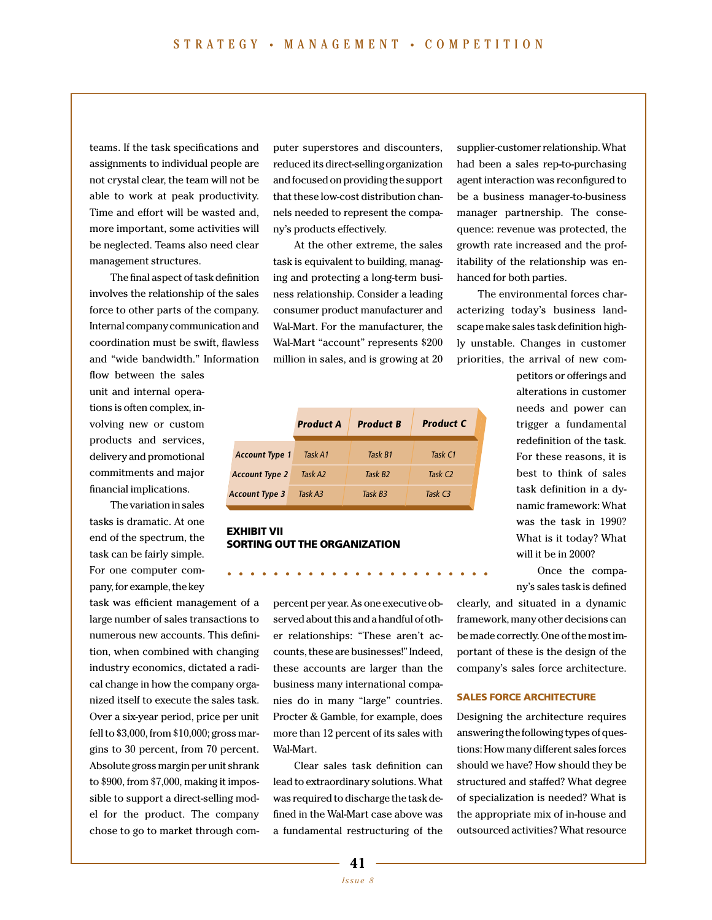teams. If the task specifications and assignments to individual people are not crystal clear, the team will not be able to work at peak productivity. Time and effort will be wasted and, more important, some activities will be neglected. Teams also need clear management structures.

The final aspect of task definition involves the relationship of the sales force to other parts of the company. Internal company communication and coordination must be swift, flawless and "wide bandwidth." Information flow between the sales unit and internal operations is often complex, involving new or custom products and services, delivery and promotional commitments and major financial implications.

The variation in sales tasks is dramatic. At one end of the spectrum, the task can be fairly simple. For one computer company, for example, the key task was efficient management of a large number of sales transactions to numerous new accounts. This definition, when combined with changing industry economics, dictated a radical change in how the company organized itself to execute the sales task. Over a six-year period, price per unit fell to $3,000, from $10,000; gross margins to 30 percent, from 70 percent. Absolute gross margin per unit shrank to $900, from $7,000, making it impossible to support a direct-selling model for the product. The company chose to go to market through computer superstores and discounters, reduced its direct-selling organization and focused on providing the support that these low-cost distribution channels needed to represent the company's products effectively.

At the other extreme, the sales task is equivalent to building, managing and protecting a long-term business relationship. Consider a leading consumer product manufacturer and Wal-Mart. For the manufacturer, the Wal-Mart "account" represents $200 million in sales, and is growing at 20 percent per year. As one executive observed about this and a handful of other relationships: "These aren't accounts, these are businesses!" Indeed, these accounts are larger than the business many international companies do in many "large" countries. Procter & Gamble, for example, does more than 12 percent of its sales with Wal-Mart.

|  | Product A | Product B | Product C |
|---|---|---|---|
| Account Type 1 | Task A1 | Task B1 | Task C1 |
| Account Type 2 | Task A2 | Task B2 | Task C2 |
| Account Type 3 | Task A3 | Task B3 | Task C3 |

**EXHIBIT VII**
**SORTING OUT THE ORGANIZATION**

Clear sales task definition can lead to extraordinary solutions. What was required to discharge the task defined in the Wal-Mart case above was a fundamental restructuring of the supplier-customer relationship. What had been a sales rep-to-purchasing agent interaction was reconfigured to be a business manager-to-business manager partnership. The consequence: revenue was protected, the growth rate increased and the profitability of the relationship was enhanced for both parties.

The environmental forces characterizing today's business landscape make sales task definition highly unstable. Changes in customer priorities, the arrival of new competitors or offerings and alterations in customer needs and power can trigger a fundamental redefinition of the task. For these reasons, it is best to think of sales task definition in a dynamic framework: What was the task in 1990? What is it today? What will it be in 2000?

Once the company's sales task is defined clearly, and situated in a dynamic framework, many other decisions can be made correctly. One of the most important of these is the design of the company's sales force architecture.

## SALES FORCE ARCHITECTURE

Designing the architecture requires answering the following types of questions: How many different sales forces should we have? How should they be structured and staffed? What degree of specialization is needed? What is the appropriate mix of in-house and outsourced activities? What resource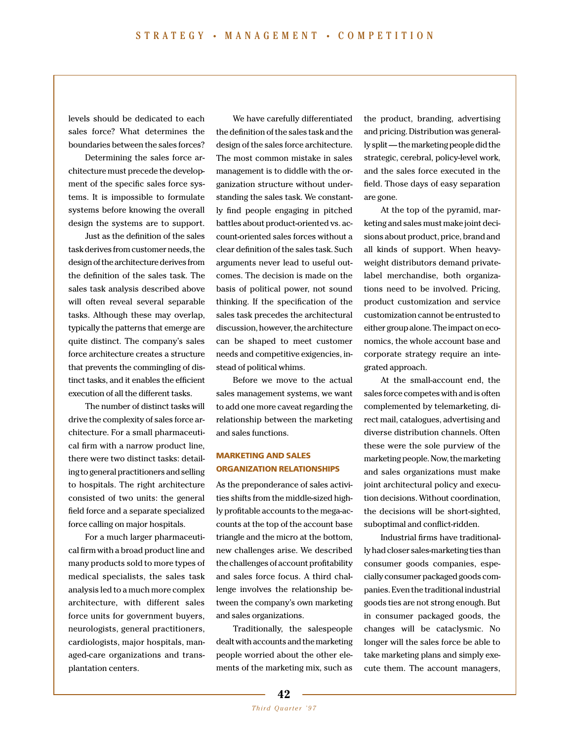levels should be dedicated to each sales force? What determines the boundaries between the sales forces?

Determining the sales force architecture must precede the development of the specific sales force systems. It is impossible to formulate systems before knowing the overall design the systems are to support.

Just as the definition of the sales task derives from customer needs, the design of the architecture derives from the definition of the sales task. The sales task analysis described above will often reveal several separable tasks. Although these may overlap, typically the patterns that emerge are quite distinct. The company's sales force architecture creates a structure that prevents the commingling of distinct tasks, and it enables the efficient execution of all the different tasks.

The number of distinct tasks will drive the complexity of sales force architecture. For a small pharmaceutical firm with a narrow product line, there were two distinct tasks: detailing to general practitioners and selling to hospitals. The right architecture consisted of two units: the general field force and a separate specialized force calling on major hospitals.

For a much larger pharmaceutical firm with a broad product line and many products sold to more types of medical specialists, the sales task analysis led to a much more complex architecture, with different sales force units for government buyers, neurologists, general practitioners, cardiologists, major hospitals, managed-care organizations and transplantation centers.

We have carefully differentiated the definition of the sales task and the design of the sales force architecture. The most common mistake in sales management is to diddle with the organization structure without understanding the sales task. We constantly find people engaging in pitched battles about product-oriented vs. account-oriented sales forces without a clear definition of the sales task. Such arguments never lead to useful outcomes. The decision is made on the basis of political power, not sound thinking. If the specification of the sales task precedes the architectural discussion, however, the architecture can be shaped to meet customer needs and competitive exigencies, instead of political whims.

Before we move to the actual sales management systems, we want to add one more caveat regarding the relationship between the marketing and sales functions.

## MARKETING AND SALES ORGANIZATION RELATIONSHIPS

As the preponderance of sales activities shifts from the middle-sized highly profitable accounts to the mega-accounts at the top of the account base triangle and the micro at the bottom, new challenges arise. We described the challenges of account profitability and sales force focus. A third challenge involves the relationship between the company's own marketing and sales organizations.

Traditionally, the salespeople dealt with accounts and the marketing people worried about the other elements of the marketing mix, such as the product, branding, advertising and pricing. Distribution was generally split — the marketing people did the strategic, cerebral, policy-level work, and the sales force executed in the field. Those days of easy separation are gone.

At the top of the pyramid, marketing and sales must make joint decisions about product, price, brand and all kinds of support. When heavyweight distributors demand private-label merchandise, both organizations need to be involved. Pricing, product customization and service customization cannot be entrusted to either group alone. The impact on economics, the whole account base and corporate strategy require an integrated approach.

At the small-account end, the sales force competes with and is often complemented by telemarketing, direct mail, catalogues, advertising and diverse distribution channels. Often these were the sole purview of the marketing people. Now, the marketing and sales organizations must make joint architectural policy and execution decisions. Without coordination, the decisions will be short-sighted, suboptimal and conflict-ridden.

Industrial firms have traditionally had closer sales-marketing ties than consumer goods companies, especially consumer packaged goods companies. Even the traditional industrial goods ties are not strong enough. But in consumer packaged goods, the changes will be cataclysmic. No longer will the sales force be able to take marketing plans and simply execute them. The account managers,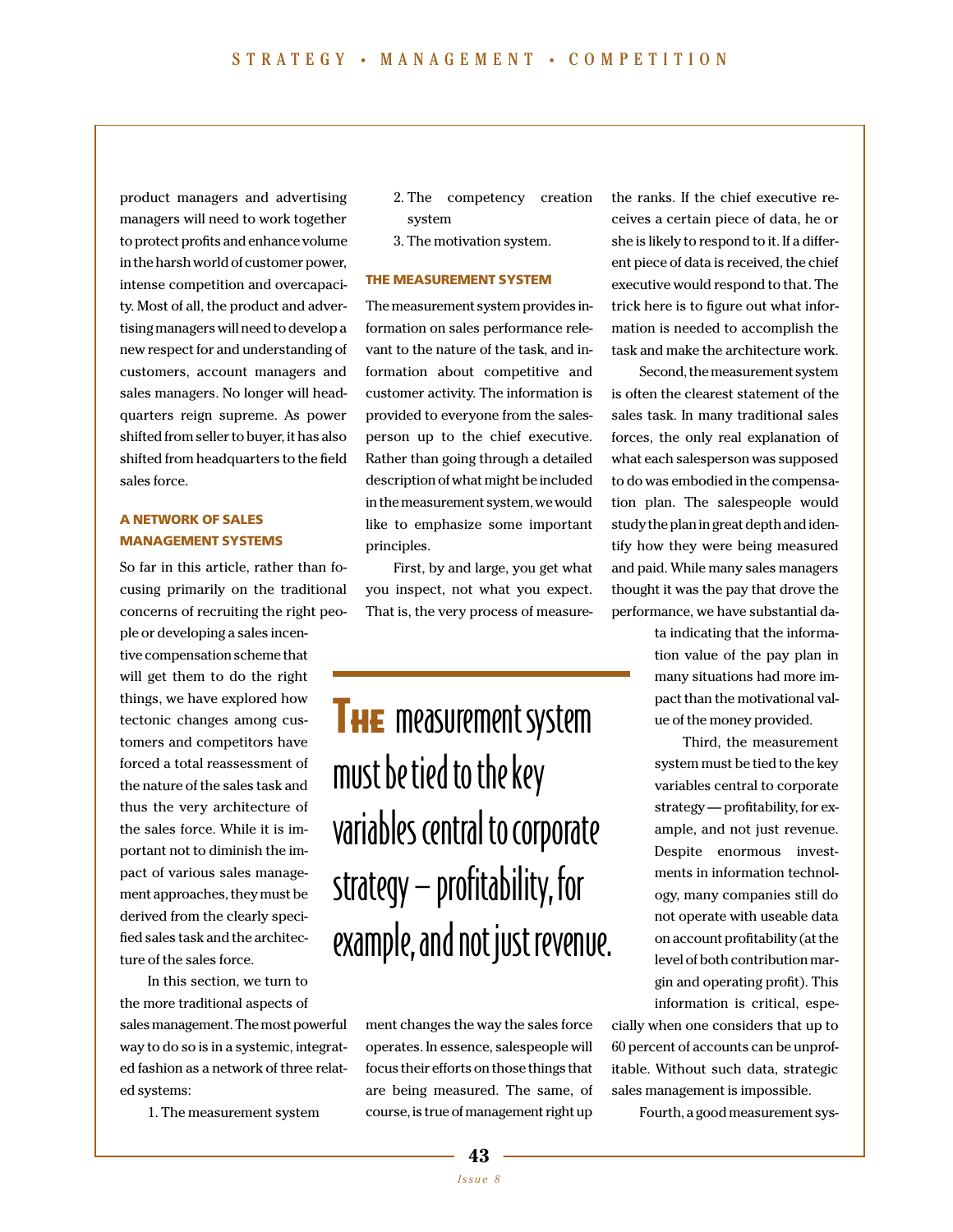product managers and advertising managers will need to work together to protect profits and enhance volume in the harsh world of customer power, intense competition and overcapacity. Most of all, the product and advertising managers will need to develop a new respect for and understanding of customers, account managers and sales managers. No longer will headquarters reign supreme. As power shifted from seller to buyer, it has also shifted from headquarters to the field sales force.

### A NETWORK OF SALES MANAGEMENT SYSTEMS

So far in this article, rather than focusing primarily on the traditional concerns of recruiting the right people or developing a sales incentive compensation scheme that will get them to do the right things, we have explored how tectonic changes among customers and competitors have forced a total reassessment of the nature of the sales task and thus the very architecture of the sales force. While it is important not to diminish the impact of various sales management approaches, they must be derived from the clearly specified sales task and the architecture of the sales force.

In this section, we turn to the more traditional aspects of sales management. The most powerful way to do so is in a systemic, integrated fashion as a network of three related systems:

1. The measurement system
2. The competency creation system
3. The motivation system.

### THE MEASUREMENT SYSTEM

The measurement system provides information on sales performance relevant to the nature of the task, and information about competitive and customer activity. The information is provided to everyone from the salesperson up to the chief executive. Rather than going through a detailed description of what might be included in the measurement system, we would like to emphasize some important principles.

First, by and large, you get what you inspect, not what you expect. That is, the very process of measurement changes the way the sales force operates. In essence, salespeople will focus their efforts on those things that are being measured. The same, of course, is true of management right up the ranks. If the chief executive receives a certain piece of data, he or she is likely to respond to it. If a different piece of data is received, the chief executive would respond to that. The trick here is to figure out what information is needed to accomplish the task and make the architecture work.

Second, the measurement system is often the clearest statement of the sales task. In many traditional sales forces, the only real explanation of what each salesperson was supposed to do was embodied in the compensation plan. The salespeople would study the plan in great depth and identify how they were being measured and paid. While many sales managers thought it was the pay that drove the performance, we have substantial data indicating that the information value of the pay plan in many situations had more impact than the motivational value of the money provided.

> **The** measurement system must be tied to the key variables central to corporate strategy – profitability, for example, and not just revenue.

Third, the measurement system must be tied to the key variables central to corporate strategy — profitability, for example, and not just revenue. Despite enormous investments in information technology, many companies still do not operate with useable data on account profitability (at the level of both contribution margin and operating profit). This information is critical, especially when one considers that up to 60 percent of accounts can be unprofitable. Without such data, strategic sales management is impossible.

Fourth, a good measurement sys-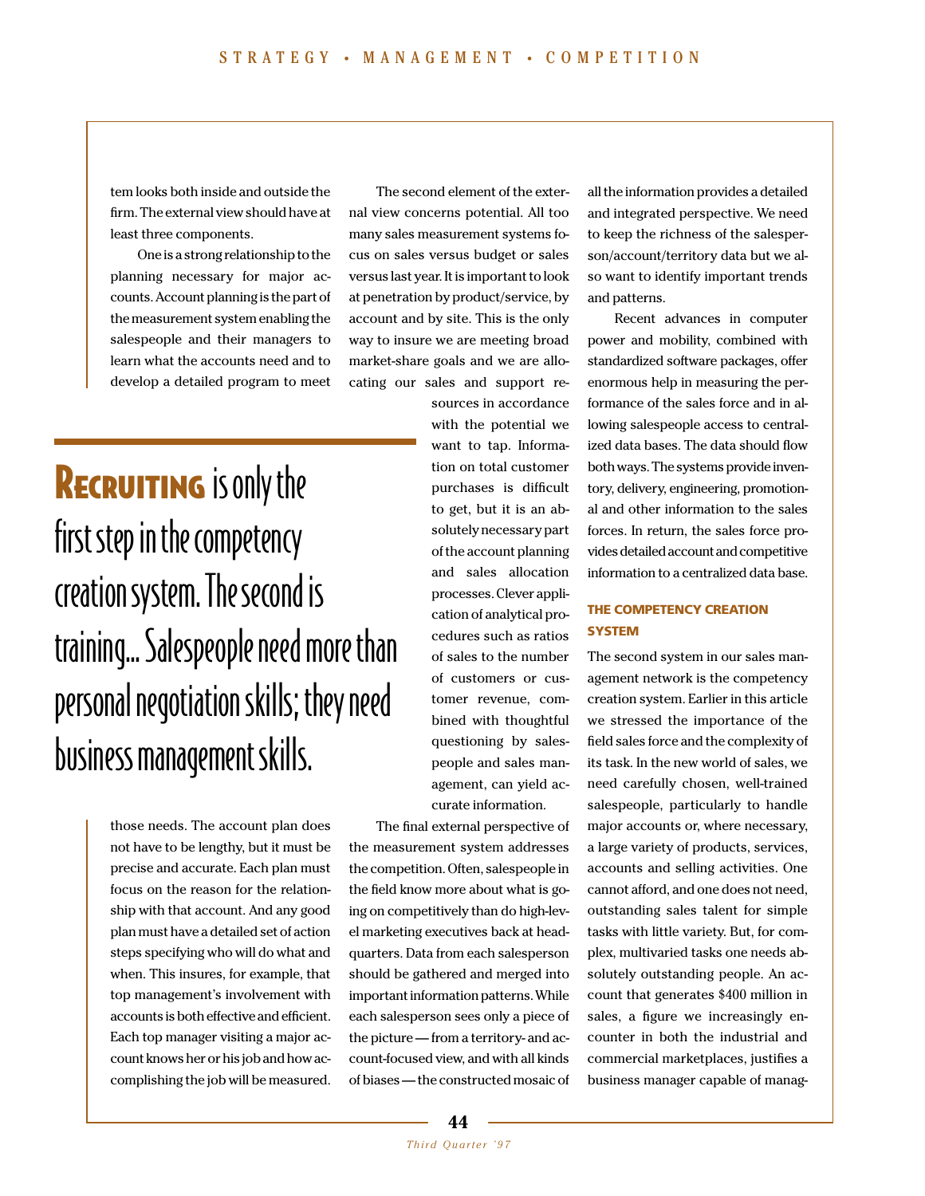tem looks both inside and outside the firm. The external view should have at least three components.

One is a strong relationship to the planning necessary for major accounts. Account planning is the part of the measurement system enabling the salespeople and their managers to learn what the accounts need and to develop a detailed program to meet those needs. The account plan does not have to be lengthy, but it must be precise and accurate. Each plan must focus on the reason for the relationship with that account. And any good plan must have a detailed set of action steps specifying who will do what and when. This insures, for example, that top management's involvement with accounts is both effective and efficient. Each top manager visiting a major account knows her or his job and how accomplishing the job will be measured.

**RECRUITING** is only the first step in the competency creation system. The second is training... Salespeople need more than personal negotiation skills; they need business management skills.

The second element of the external view concerns potential. All too many sales measurement systems focus on sales versus budget or sales versus last year. It is important to look at penetration by product/service, by account and by site. This is the only way to insure we are meeting broad market-share goals and we are allocating our sales and support resources in accordance with the potential we want to tap. Information on total customer purchases is difficult to get, but it is an absolutely necessary part of the account planning and sales allocation processes. Clever application of analytical procedures such as ratios of sales to the number of customers or customer revenue, combined with thoughtful questioning by salespeople and sales management, can yield accurate information.

The final external perspective of the measurement system addresses the competition. Often, salespeople in the field know more about what is going on competitively than do high-level marketing executives back at headquarters. Data from each salesperson should be gathered and merged into important information patterns. While each salesperson sees only a piece of the picture — from a territory- and account-focused view, and with all kinds of biases — the constructed mosaic of all the information provides a detailed and integrated perspective. We need to keep the richness of the salesperson/account/territory data but we also want to identify important trends and patterns.

Recent advances in computer power and mobility, combined with standardized software packages, offer enormous help in measuring the performance of the sales force and in allowing salespeople access to centralized data bases. The data should flow both ways. The systems provide inventory, delivery, engineering, promotional and other information to the sales forces. In return, the sales force provides detailed account and competitive information to a centralized data base.

### THE COMPETENCY CREATION SYSTEM

The second system in our sales management network is the competency creation system. Earlier in this article we stressed the importance of the field sales force and the complexity of its task. In the new world of sales, we need carefully chosen, well-trained salespeople, particularly to handle major accounts or, where necessary, a large variety of products, services, accounts and selling activities. One cannot afford, and one does not need, outstanding sales talent for simple tasks with little variety. But, for complex, multivaried tasks one needs absolutely outstanding people. An account that generates $400 million in sales, a figure we increasingly encounter in both the industrial and commercial marketplaces, justifies a business manager capable of manag-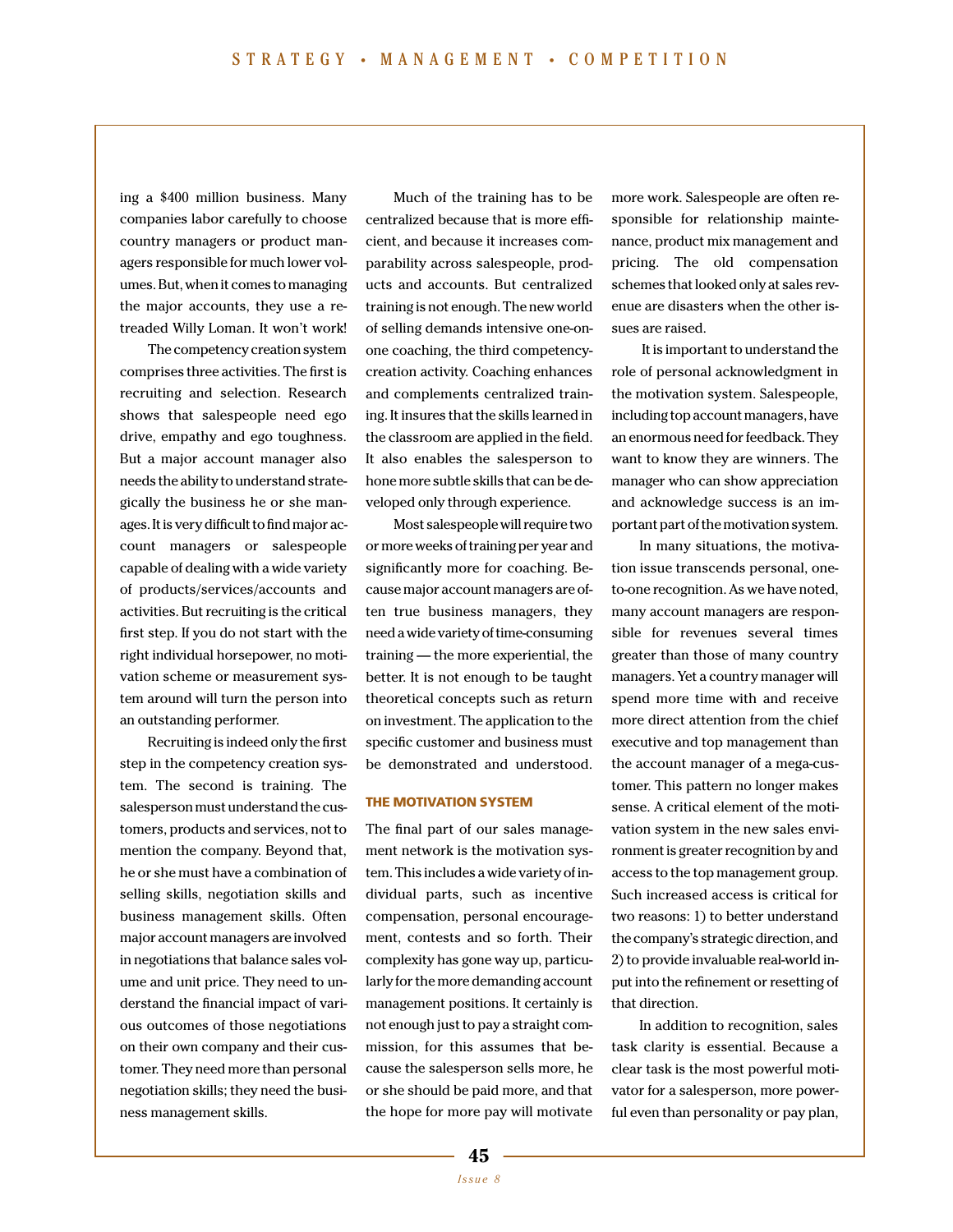ing a $400 million business. Many companies labor carefully to choose country managers or product managers responsible for much lower volumes. But, when it comes to managing the major accounts, they use a retreaded Willy Loman. It won't work!

The competency creation system comprises three activities. The first is recruiting and selection. Research shows that salespeople need ego drive, empathy and ego toughness. But a major account manager also needs the ability to understand strategically the business he or she manages. It is very difficult to find major account managers or salespeople capable of dealing with a wide variety of products/services/accounts and activities. But recruiting is the critical first step. If you do not start with the right individual horsepower, no motivation scheme or measurement system around will turn the person into an outstanding performer.

Recruiting is indeed only the first step in the competency creation system. The second is training. The salesperson must understand the customers, products and services, not to mention the company. Beyond that, he or she must have a combination of selling skills, negotiation skills and business management skills. Often major account managers are involved in negotiations that balance sales volume and unit price. They need to understand the financial impact of various outcomes of those negotiations on their own company and their customer. They need more than personal negotiation skills; they need the business management skills.

Much of the training has to be centralized because that is more efficient, and because it increases comparability across salespeople, products and accounts. But centralized training is not enough. The new world of selling demands intensive one-on-one coaching, the third competency-creation activity. Coaching enhances and complements centralized training. It insures that the skills learned in the classroom are applied in the field. It also enables the salesperson to hone more subtle skills that can be developed only through experience.

Most salespeople will require two or more weeks of training per year and significantly more for coaching. Because major account managers are often true business managers, they need a wide variety of time-consuming training — the more experiential, the better. It is not enough to be taught theoretical concepts such as return on investment. The application to the specific customer and business must be demonstrated and understood.

### THE MOTIVATION SYSTEM

The final part of our sales management network is the motivation system. This includes a wide variety of individual parts, such as incentive compensation, personal encouragement, contests and so forth. Their complexity has gone way up, particularly for the more demanding account management positions. It certainly is not enough just to pay a straight commission, for this assumes that because the salesperson sells more, he or she should be paid more, and that the hope for more pay will motivate more work. Salespeople are often responsible for relationship maintenance, product mix management and pricing. The old compensation schemes that looked only at sales revenue are disasters when the other issues are raised.

It is important to understand the role of personal acknowledgment in the motivation system. Salespeople, including top account managers, have an enormous need for feedback. They want to know they are winners. The manager who can show appreciation and acknowledge success is an important part of the motivation system.

In many situations, the motivation issue transcends personal, one-to-one recognition. As we have noted, many account managers are responsible for revenues several times greater than those of many country managers. Yet a country manager will spend more time with and receive more direct attention from the chief executive and top management than the account manager of a mega-customer. This pattern no longer makes sense. A critical element of the motivation system in the new sales environment is greater recognition by and access to the top management group. Such increased access is critical for two reasons: 1) to better understand the company's strategic direction, and 2) to provide invaluable real-world input into the refinement or resetting of that direction.

In addition to recognition, sales task clarity is essential. Because a clear task is the most powerful motivator for a salesperson, more powerful even than personality or pay plan,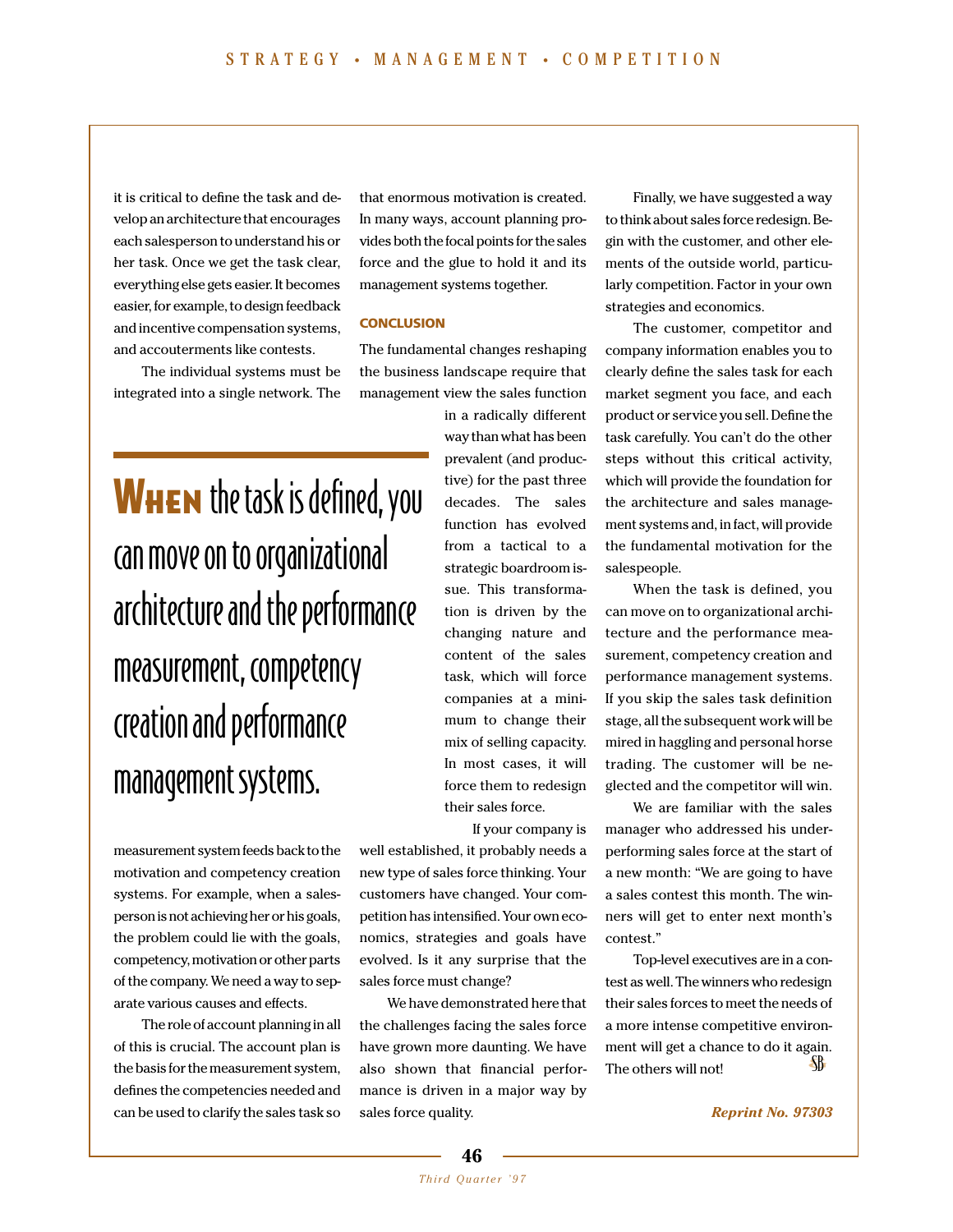it is critical to define the task and develop an architecture that encourages each salesperson to understand his or her task. Once we get the task clear, everything else gets easier. It becomes easier, for example, to design feedback and incentive compensation systems, and accouterments like contests.

The individual systems must be integrated into a single network. The measurement system feeds back to the motivation and competency creation systems. For example, when a salesperson is not achieving her or his goals, the problem could lie with the goals, competency, motivation or other parts of the company. We need a way to separate various causes and effects.

> **WHEN** the task is defined, you can move on to organizational architecture and the performance measurement, competency creation and performance management systems.

The role of account planning in all of this is crucial. The account plan is the basis for the measurement system, defines the competencies needed and can be used to clarify the sales task so that enormous motivation is created. In many ways, account planning provides both the focal points for the sales force and the glue to hold it and its management systems together.

## CONCLUSION

The fundamental changes reshaping the business landscape require that management view the sales function in a radically different way than what has been prevalent (and productive) for the past three decades. The sales function has evolved from a tactical to a strategic boardroom issue. This transformation is driven by the changing nature and content of the sales task, which will force companies at a minimum to change their mix of selling capacity. In most cases, it will force them to redesign their sales force.

If your company is well established, it probably needs a new type of sales force thinking. Your customers have changed. Your competition has intensified. Your own economics, strategies and goals have evolved. Is it any surprise that the sales force must change?

We have demonstrated here that the challenges facing the sales force have grown more daunting. We have also shown that financial performance is driven in a major way by sales force quality.

Finally, we have suggested a way to think about sales force redesign. Begin with the customer, and other elements of the outside world, particularly competition. Factor in your own strategies and economics.

The customer, competitor and company information enables you to clearly define the sales task for each market segment you face, and each product or service you sell. Define the task carefully. You can't do the other steps without this critical activity, which will provide the foundation for the architecture and sales management systems and, in fact, will provide the fundamental motivation for the salespeople.

When the task is defined, you can move on to organizational architecture and the performance measurement, competency creation and performance management systems. If you skip the sales task definition stage, all the subsequent work will be mired in haggling and personal horse trading. The customer will be neglected and the competitor will win.

We are familiar with the sales manager who addressed his underperforming sales force at the start of a new month: "We are going to have a sales contest this month. The winners will get to enter next month's contest."

Top-level executives are in a contest as well. The winners who redesign their sales forces to meet the needs of a more intense competitive environment will get a chance to do it again. The others will not!

*Reprint No. 97303*